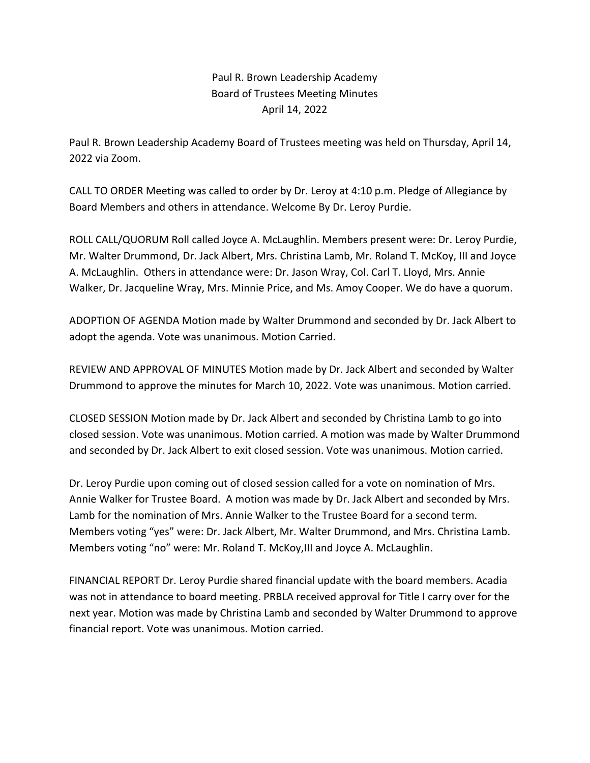# Paul R. Brown Leadership Academy
## Board of Trustees Meeting Minutes
### April 14, 2022

Paul R. Brown Leadership Academy Board of Trustees meeting was held on Thursday, April 14, 2022 via Zoom.

CALL TO ORDER Meeting was called to order by Dr. Leroy at 4:10 p.m. Pledge of Allegiance by Board Members and others in attendance. Welcome By Dr. Leroy Purdie.

ROLL CALL/QUORUM Roll called Joyce A. McLaughlin. Members present were: Dr. Leroy Purdie, Mr. Walter Drummond, Dr. Jack Albert, Mrs. Christina Lamb, Mr. Roland T. McKoy, III and Joyce A. McLaughlin. Others in attendance were: Dr. Jason Wray, Col. Carl T. Lloyd, Mrs. Annie Walker, Dr. Jacqueline Wray, Mrs. Minnie Price, and Ms. Amoy Cooper. We do have a quorum.

ADOPTION OF AGENDA Motion made by Walter Drummond and seconded by Dr. Jack Albert to adopt the agenda. Vote was unanimous. Motion Carried.

REVIEW AND APPROVAL OF MINUTES Motion made by Dr. Jack Albert and seconded by Walter Drummond to approve the minutes for March 10, 2022. Vote was unanimous. Motion carried.

CLOSED SESSION Motion made by Dr. Jack Albert and seconded by Christina Lamb to go into closed session. Vote was unanimous. Motion carried. A motion was made by Walter Drummond and seconded by Dr. Jack Albert to exit closed session. Vote was unanimous. Motion carried.

Dr. Leroy Purdie upon coming out of closed session called for a vote on nomination of Mrs. Annie Walker for Trustee Board. A motion was made by Dr. Jack Albert and seconded by Mrs. Lamb for the nomination of Mrs. Annie Walker to the Trustee Board for a second term. Members voting "yes" were: Dr. Jack Albert, Mr. Walter Drummond, and Mrs. Christina Lamb. Members voting "no" were: Mr. Roland T. McKoy,III and Joyce A. McLaughlin.

FINANCIAL REPORT Dr. Leroy Purdie shared financial update with the board members. Acadia was not in attendance to board meeting. PRBLA received approval for Title I carry over for the next year. Motion was made by Christina Lamb and seconded by Walter Drummond to approve financial report. Vote was unanimous. Motion carried.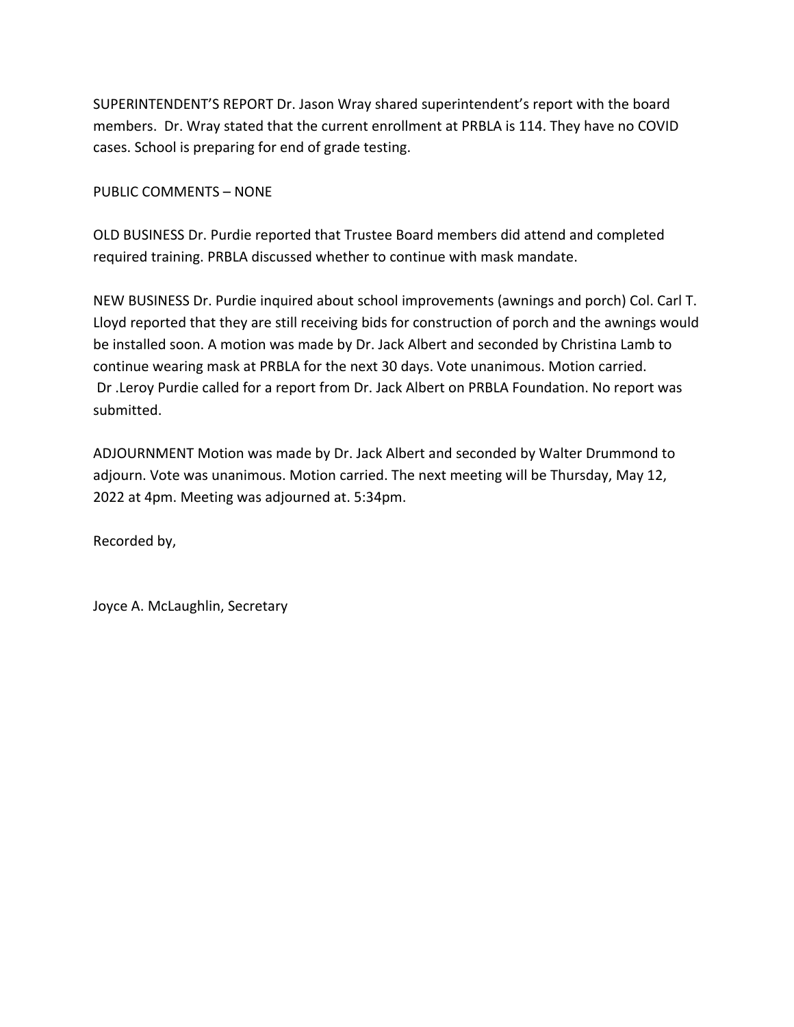SUPERINTENDENT'S REPORT Dr. Jason Wray shared superintendent's report with the board members. Dr. Wray stated that the current enrollment at PRBLA is 114. They have no COVID cases. School is preparing for end of grade testing.

PUBLIC COMMENTS – NONE

OLD BUSINESS Dr. Purdie reported that Trustee Board members did attend and completed required training. PRBLA discussed whether to continue with mask mandate.

NEW BUSINESS Dr. Purdie inquired about school improvements (awnings and porch) Col. Carl T. Lloyd reported that they are still receiving bids for construction of porch and the awnings would be installed soon. A motion was made by Dr. Jack Albert and seconded by Christina Lamb to continue wearing mask at PRBLA for the next 30 days. Vote unanimous. Motion carried. Dr .Leroy Purdie called for a report from Dr. Jack Albert on PRBLA Foundation. No report was submitted.

ADJOURNMENT Motion was made by Dr. Jack Albert and seconded by Walter Drummond to adjourn. Vote was unanimous. Motion carried. The next meeting will be Thursday, May 12, 2022 at 4pm. Meeting was adjourned at. 5:34pm.

Recorded by,

Joyce A. McLaughlin, Secretary